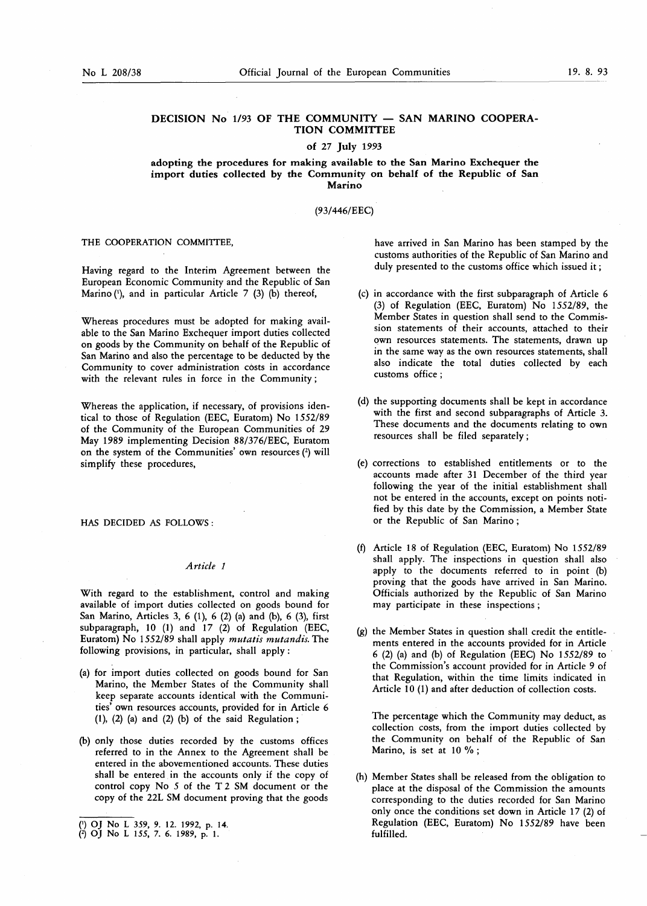# DECISION No 1/93 OF THE COMMUNITY — SAN MARINO COOPERATION COMMITTEE

## of 27 July 1993

### adopting the procedures for making available to the San Marino Exchequer the import duties collected by the Community on behalf of the Republic of San Marino

(93/446/EEC)

THE COOPERATION COMMITTEE,

Having regard to the Interim Agreement between the European Economic Community and the Republic of San Marino [1], and in particular Article 7 (3) (b) thereof,

Whereas procedures must be adopted for making available to the San Marino Exchequer import duties collected on goods by the Community on behalf of the Republic of San Marino and also the percentage to be deducted by the Community to cover administration costs in accordance with the relevant rules in force in the Community;

Whereas the application, if necessary, of provisions identical to those of Regulation (EEC, Euratom) No 1552/89 of the Community of the European Communities of 29 May 1989 implementing Decision 88/376/EEC, Euratom on the system of the Communities' own resources [2] will simplify these procedures,

HAS DECIDED AS FOLLOWS:

*Article 1*

With regard to the establishment, control and making available of import duties collected on goods bound for San Marino, Articles 3, 6 (1), 6 (2) (a) and (b), 6 (3), first subparagraph, 10 (1) and 17 (2) of Regulation (EEC, Euratom) No 1552/89 shall apply *mutatis mutandis*. The following provisions, in particular, shall apply:

(a) for import duties collected on goods bound for San Marino, the Member States of the Community shall keep separate accounts identical with the Communities' own resources accounts, provided for in Article 6 (1), (2) (a) and (2) (b) of the said Regulation;

(b) only those duties recorded by the customs offices referred to in the Annex to the Agreement shall be entered in the abovementioned accounts. These duties shall be entered in the accounts only if the copy of control copy No 5 of the T 2 SM document or the copy of the 22L SM document proving that the goods have arrived in San Marino has been stamped by the customs authorities of the Republic of San Marino and duly presented to the customs office which issued it;

(c) in accordance with the first subparagraph of Article 6 (3) of Regulation (EEC, Euratom) No 1552/89, the Member States in question shall send to the Commission statements of their accounts, attached to their own resources statements. The statements, drawn up in the same way as the own resources statements, shall also indicate the total duties collected by each customs office;

(d) the supporting documents shall be kept in accordance with the first and second subparagraphs of Article 3. These documents and the documents relating to own resources shall be filed separately;

(e) corrections to established entitlements or to the accounts made after 31 December of the third year following the year of the initial establishment shall not be entered in the accounts, except on points notified by this date by the Commission, a Member State or the Republic of San Marino;

(f) Article 18 of Regulation (EEC, Euratom) No 1552/89 shall apply. The inspections in question shall also apply to the documents referred to in point (b) proving that the goods have arrived in San Marino. Officials authorized by the Republic of San Marino may participate in these inspections;

(g) the Member States in question shall credit the entitlements entered in the accounts provided for in Article 6 (2) (a) and (b) of Regulation (EEC) No 1552/89 to the Commission's account provided for in Article 9 of that Regulation, within the time limits indicated in Article 10 (1) and after deduction of collection costs.

The percentage which the Community may deduct, as collection costs, from the import duties collected by the Community on behalf of the Republic of San Marino, is set at 10 %;

(h) Member States shall be released from the obligation to place at the disposal of the Commission the amounts corresponding to the duties recorded for San Marino only once the conditions set down in Article 17 (2) of Regulation (EEC, Euratom) No 1552/89 have been fulfilled.

[1] OJ No L 359, 9. 12. 1992, p. 14.

[2] OJ No L 155, 7. 6. 1989, p. 1.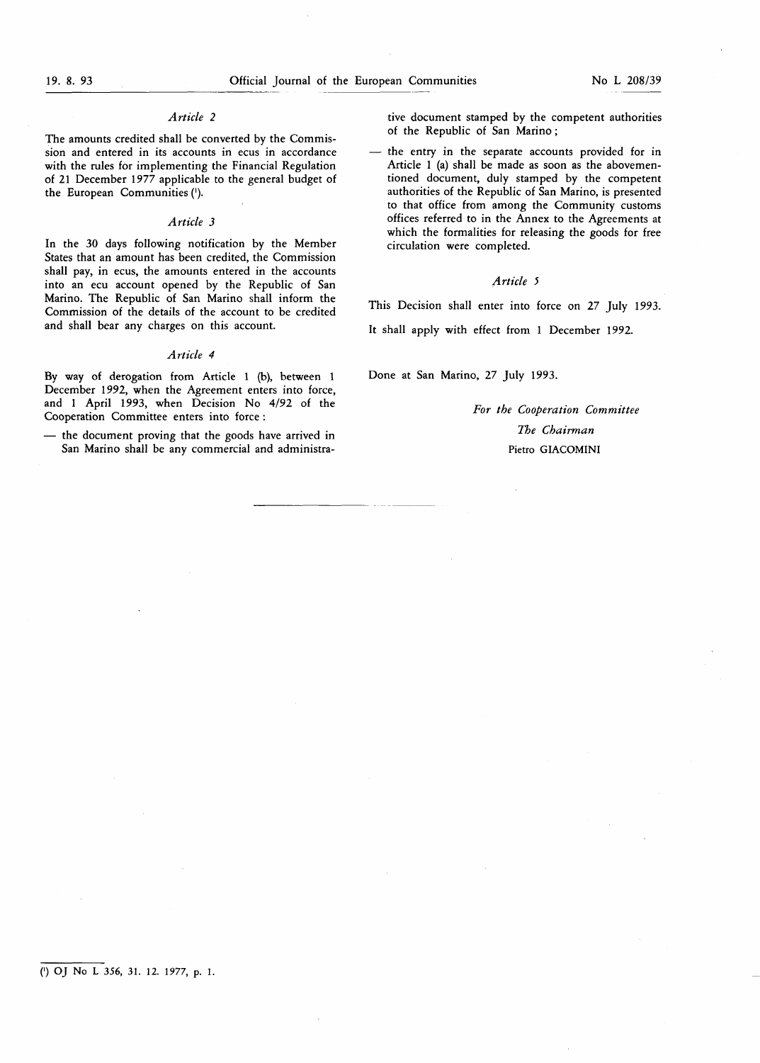*Article 2*

The amounts credited shall be converted by the Commission and entered in its accounts in ecus in accordance with the rules for implementing the Financial Regulation of 21 December 1977 applicable to the general budget of the European Communities [1].

*Article 3*

In the 30 days following notification by the Member States that an amount has been credited, the Commission shall pay, in ecus, the amounts entered in the accounts into an ecu account opened by the Republic of San Marino. The Republic of San Marino shall inform the Commission of the details of the account to be credited and shall bear any charges on this account.

*Article 4*

By way of derogation from Article 1 (b), between 1 December 1992, when the Agreement enters into force, and 1 April 1993, when Decision No 4/92 of the Cooperation Committee enters into force:

— the document proving that the goods have arrived in San Marino shall be any commercial and administrative document stamped by the competent authorities of the Republic of San Marino;

— the entry in the separate accounts provided for in Article 1 (a) shall be made as soon as the abovementioned document, duly stamped by the competent authorities of the Republic of San Marino, is presented to that office from among the Community customs offices referred to in the Annex to the Agreements at which the formalities for releasing the goods for free circulation were completed.

*Article 5*

This Decision shall enter into force on 27 July 1993.

It shall apply with effect from 1 December 1992.

Done at San Marino, 27 July 1993.

*For the Cooperation Committee*

*The Chairman*

Pietro GIACOMINI

---

[1] OJ No L 356, 31. 12. 1977, p. 1.